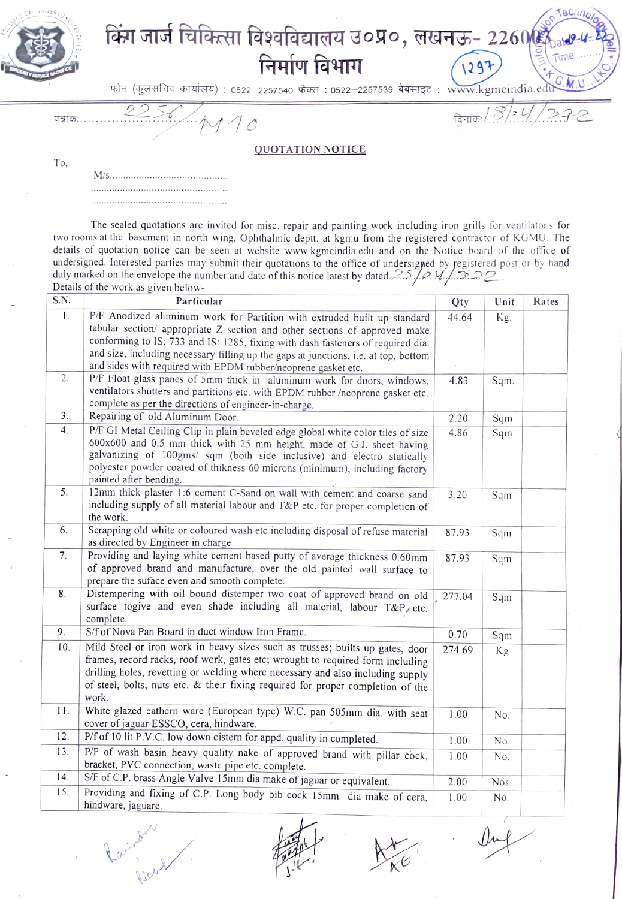# किंग जार्ज चिकित्सा विश्वविद्यालय उ०प्र०, लखनऊ- 226003

## निर्माण विभाग

फोन (कुलसचिव कार्यालय) : 0522–2257540 फैक्स : 0522–2257539 वेबसाइट : www.kgmcindia.edu

पत्रांक: 2256/M/10 दिनांक: 18/4/2022

### QUOTATION NOTICE

To,

M/s..........................................

..................................................

..................................................

The sealed quotations are invited for misc. repair and painting work including iron grills for ventilator's for two rooms at the basement in north wing, Ophthalmic deptt. at kgmu from the registered contractor of KGMU. The details of quotation notice can be seen at website www.kgmcindia.edu and on the Notice board of the office of undersigned. Interested parties may submit their quotations to the office of undersigned by registered post or by hand duly marked on the envelope the number and date of this notice latest by dated 25/04/2022

Details of the work as given below-

| S.N. | Particular | Qty | Unit | Rates |
|---|---|---|---|---|
| 1. | P/F Anodized aluminum work for Partition with extruded built up standard tabular section/ appropriate Z section and other sections of approved make conforming to IS: 733 and IS: 1285, fixing with dash fasteners of required dia. and size, including necessary filling up the gaps at junctions, i.e. at top, bottom and sides with required with EPDM rubber/neoprene gasket etc. | 44.64 | Kg. | |
| 2. | P/F Float glass panes of 5mm thick in aluminum work for doors, windows, ventilators shutters and partitions etc. with EPDM rubber /neoprene gasket etc. complete as per the directions of engineer-in-charge. | 4.83 | Sqm. | |
| 3. | Repairing of old Aluminum Door. | 2.20 | Sqm | |
| 4. | P/F GI Metal Ceiling Clip in plain beveled edge global white color tiles of size 600x600 and 0.5 mm thick with 25 mm height, made of G.I. sheet having galvanizing of 100gms/ sqm (both side inclusive) and electro statically polyester powder coated of thikness 60 microns (minimum), including factory painted after bending. | 4.86 | Sqm | |
| 5. | 12mm thick plaster 1:6 cement C-Sand on wall with cement and coarse sand including supply of all material labour and T&P etc. for proper completion of the work. | 3.20 | Sqm | |
| 6. | Scrapping old white or coloured wash etc including disposal of refuse material as directed by Engineer in charge | 87.93 | Sqm | |
| 7. | Providing and laying white cement based putty of average thickness 0.60mm of approved brand and manufacture, over the old painted wall surface to prepare the suface even and smooth complete. | 87.93 | Sqm | |
| 8. | Distempering with oil bound distemper two coat of approved brand on old surface togive and even shade including all material, labour T&P, etc. complete. | 277.04 | Sqm | |
| 9. | S/f of Nova Pan Board in duct window Iron Frame. | 0.70 | Sqm | |
| 10. | Mild Steel or iron work in heavy sizes such as trusses; builts up gates, door frames, record racks, roof work, gates etc; wrought to required form including drilling holes, revetting or welding where necessary and also including supply of steel, bolts, nuts etc. & their fixing required for proper completion of the work. | 274.69 | Kg | |
| 11. | White glazed eathern ware (European type) W.C. pan 505mm dia. with seat cover of jaguar ESSCO, cera, hindware. | 1.00 | No. | |
| 12. | P/f of 10 lit P.V.C. low down cistern for appd. quality in completed. | 1.00 | No. | |
| 13. | P/F of wash basin heavy quality nake of approved brand with pillar cock, bracket, PVC connection, waste pipe etc. complete. | 1.00 | No. | |
| 14. | S/F of C.P. brass Angle Valve 15mm dia make of jaguar or equivalent. | 2.00 | Nos. | |
| 15. | Providing and fixing of C.P. Long body bib cock 15mm dia make of cera, hindware, jaguare. | 1.00 | No. | |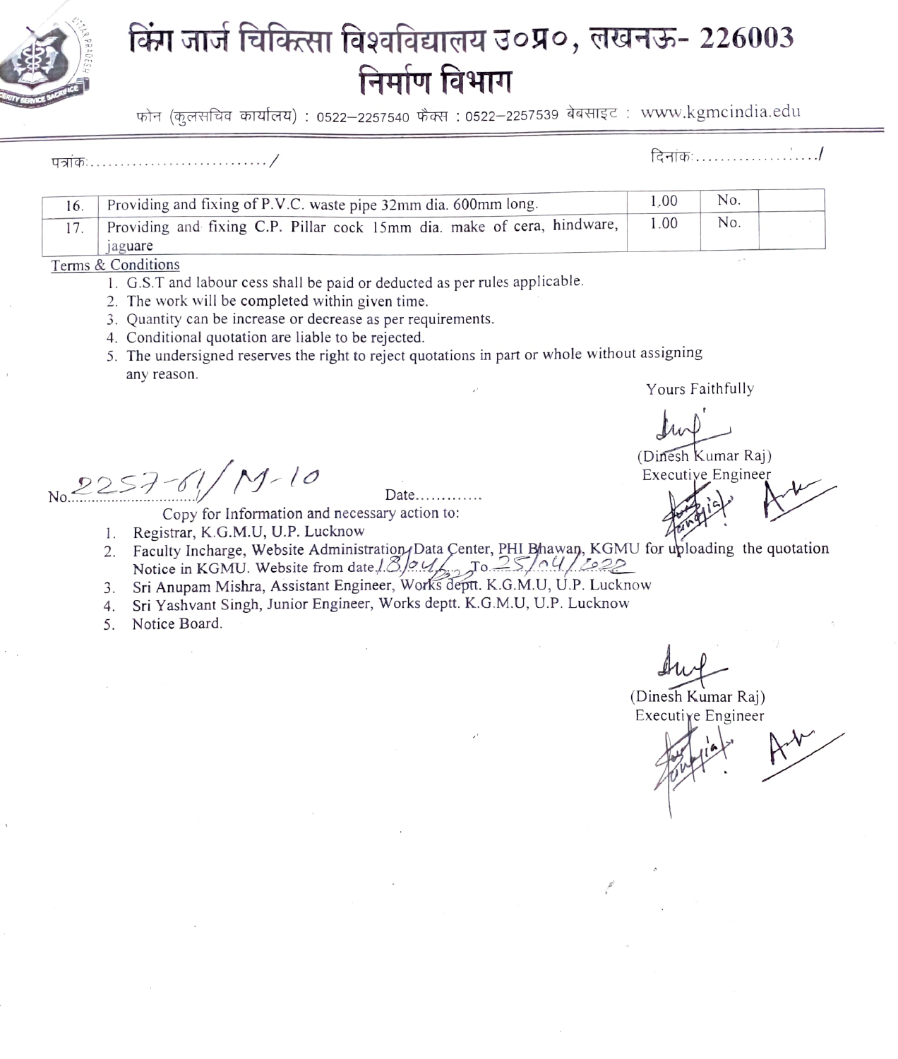# किंग जार्ज चिकित्सा विश्वविद्यालय उ०प्र०, लखनऊ- 226003

## निर्माण विभाग

फोन (कुलसचिव कार्यालय) : 0522–2257540 फैक्स : 0522–2257539 बेबसाइट : www.kgmcindia.edu

पत्रांक:............................/ दिनांक:....................../

| | | | | |
|---|---|---|---|---|
| 16. | Providing and fixing of P.V.C. waste pipe 32mm dia. 600mm long. | 1.00 | No. | |
| 17. | Providing and fixing C.P. Pillar cock 15mm dia. make of cera, hindware, jaguare | 1.00 | No. | |

Terms & Conditions

1. G.S.T and labour cess shall be paid or deducted as per rules applicable.
2. The work will be completed within given time.
3. Quantity can be increase or decrease as per requirements.
4. Conditional quotation are liable to be rejected.
5. The undersigned reserves the right to reject quotations in part or whole without assigning any reason.

Yours Faithfully

(Dinesh Kumar Raj)
Executive Engineer

No. 2257-61/M-10 Date............

Copy for Information and necessary action to:

1. Registrar, K.G.M.U, U.P. Lucknow
2. Faculty Incharge, Website Administration/Data Center, PHI Bhawan, KGMU for uploading the quotation Notice in KGMU. Website from date 18/04/22 To 25/04/2022
3. Sri Anupam Mishra, Assistant Engineer, Works deptt. K.G.M.U, U.P. Lucknow
4. Sri Yashvant Singh, Junior Engineer, Works deptt. K.G.M.U, U.P. Lucknow
5. Notice Board.

(Dinesh Kumar Raj)
Executive Engineer